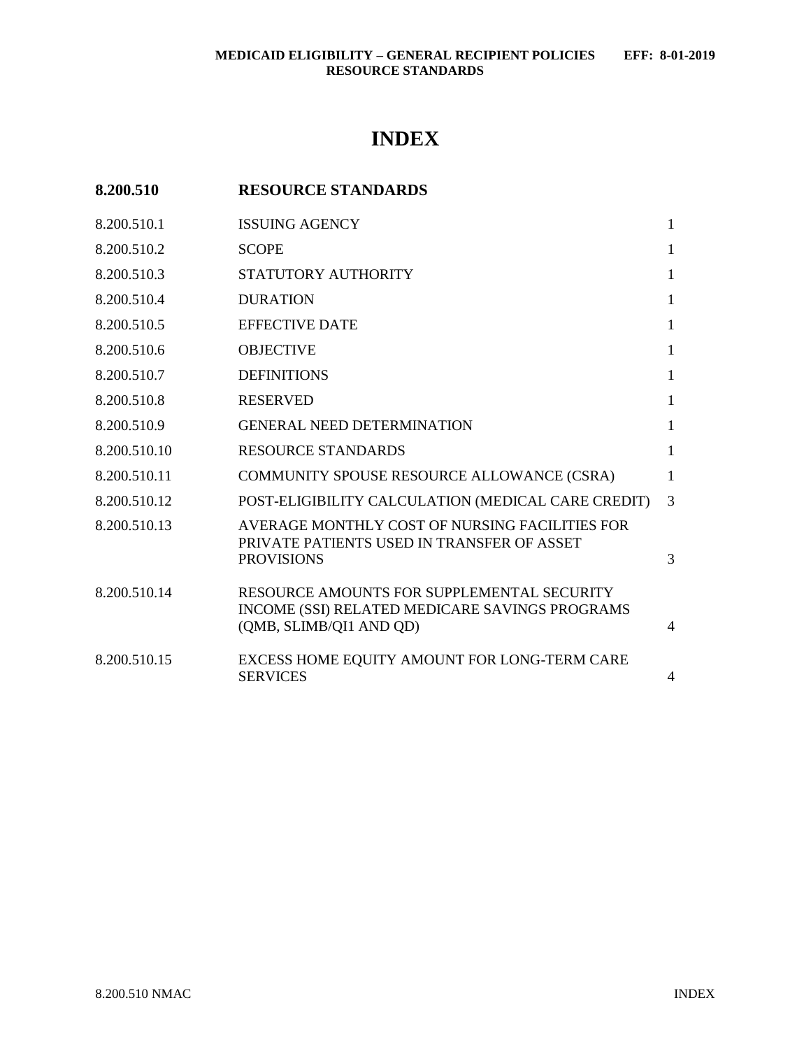# INDEX

## 8.200.510 RESOURCE STANDARDS

| Section | Title | Page |
|---|---|---|
| 8.200.510.1 | ISSUING AGENCY | 1 |
| 8.200.510.2 | SCOPE | 1 |
| 8.200.510.3 | STATUTORY AUTHORITY | 1 |
| 8.200.510.4 | DURATION | 1 |
| 8.200.510.5 | EFFECTIVE DATE | 1 |
| 8.200.510.6 | OBJECTIVE | 1 |
| 8.200.510.7 | DEFINITIONS | 1 |
| 8.200.510.8 | RESERVED | 1 |
| 8.200.510.9 | GENERAL NEED DETERMINATION | 1 |
| 8.200.510.10 | RESOURCE STANDARDS | 1 |
| 8.200.510.11 | COMMUNITY SPOUSE RESOURCE ALLOWANCE (CSRA) | 1 |
| 8.200.510.12 | POST-ELIGIBILITY CALCULATION (MEDICAL CARE CREDIT) | 3 |
| 8.200.510.13 | AVERAGE MONTHLY COST OF NURSING FACILITIES FOR PRIVATE PATIENTS USED IN TRANSFER OF ASSET PROVISIONS | 3 |
| 8.200.510.14 | RESOURCE AMOUNTS FOR SUPPLEMENTAL SECURITY INCOME (SSI) RELATED MEDICARE SAVINGS PROGRAMS (QMB, SLIMB/QI1 AND QD) | 4 |
| 8.200.510.15 | EXCESS HOME EQUITY AMOUNT FOR LONG-TERM CARE SERVICES | 4 |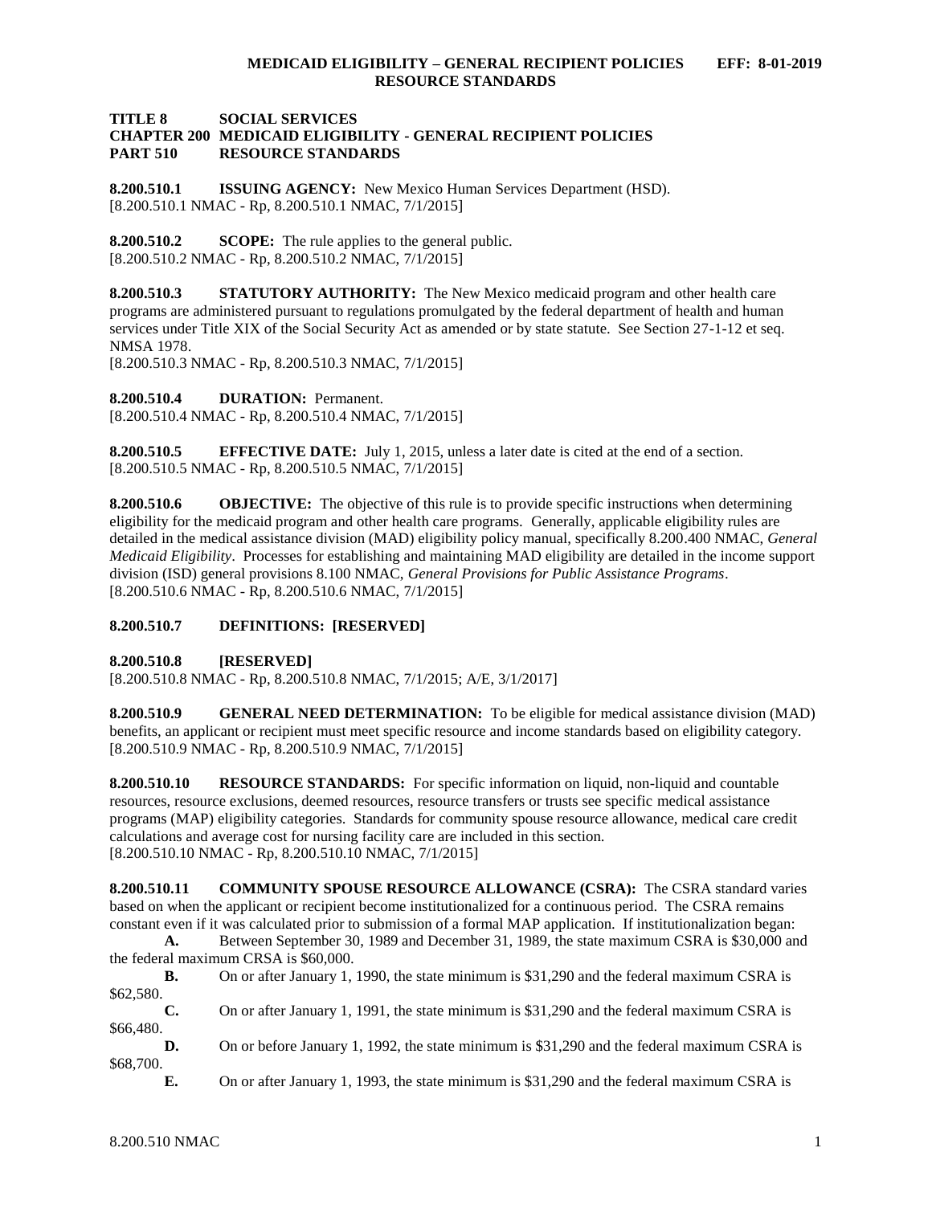**TITLE 8 SOCIAL SERVICES**
**CHAPTER 200 MEDICAID ELIGIBILITY - GENERAL RECIPIENT POLICIES**
**PART 510 RESOURCE STANDARDS**

**8.200.510.1 ISSUING AGENCY:** New Mexico Human Services Department (HSD).
[8.200.510.1 NMAC - Rp, 8.200.510.1 NMAC, 7/1/2015]

**8.200.510.2 SCOPE:** The rule applies to the general public.
[8.200.510.2 NMAC - Rp, 8.200.510.2 NMAC, 7/1/2015]

**8.200.510.3 STATUTORY AUTHORITY:** The New Mexico medicaid program and other health care programs are administered pursuant to regulations promulgated by the federal department of health and human services under Title XIX of the Social Security Act as amended or by state statute. See Section 27-1-12 et seq. NMSA 1978.
[8.200.510.3 NMAC - Rp, 8.200.510.3 NMAC, 7/1/2015]

**8.200.510.4 DURATION:** Permanent.
[8.200.510.4 NMAC - Rp, 8.200.510.4 NMAC, 7/1/2015]

**8.200.510.5 EFFECTIVE DATE:** July 1, 2015, unless a later date is cited at the end of a section.
[8.200.510.5 NMAC - Rp, 8.200.510.5 NMAC, 7/1/2015]

**8.200.510.6 OBJECTIVE:** The objective of this rule is to provide specific instructions when determining eligibility for the medicaid program and other health care programs. Generally, applicable eligibility rules are detailed in the medical assistance division (MAD) eligibility policy manual, specifically 8.200.400 NMAC, *General Medicaid Eligibility*. Processes for establishing and maintaining MAD eligibility are detailed in the income support division (ISD) general provisions 8.100 NMAC, *General Provisions for Public Assistance Programs*.
[8.200.510.6 NMAC - Rp, 8.200.510.6 NMAC, 7/1/2015]

**8.200.510.7 DEFINITIONS: [RESERVED]**

**8.200.510.8 [RESERVED]**
[8.200.510.8 NMAC - Rp, 8.200.510.8 NMAC, 7/1/2015; A/E, 3/1/2017]

**8.200.510.9 GENERAL NEED DETERMINATION:** To be eligible for medical assistance division (MAD) benefits, an applicant or recipient must meet specific resource and income standards based on eligibility category.
[8.200.510.9 NMAC - Rp, 8.200.510.9 NMAC, 7/1/2015]

**8.200.510.10 RESOURCE STANDARDS:** For specific information on liquid, non-liquid and countable resources, resource exclusions, deemed resources, resource transfers or trusts see specific medical assistance programs (MAP) eligibility categories. Standards for community spouse resource allowance, medical care credit calculations and average cost for nursing facility care are included in this section.
[8.200.510.10 NMAC - Rp, 8.200.510.10 NMAC, 7/1/2015]

**8.200.510.11 COMMUNITY SPOUSE RESOURCE ALLOWANCE (CSRA):** The CSRA standard varies based on when the applicant or recipient become institutionalized for a continuous period. The CSRA remains constant even if it was calculated prior to submission of a formal MAP application. If institutionalization began:

**A.** Between September 30, 1989 and December 31, 1989, the state maximum CSRA is $30,000 and the federal maximum CRSA is $60,000.

**B.** On or after January 1, 1990, the state minimum is $31,290 and the federal maximum CSRA is $62,580.

**C.** On or after January 1, 1991, the state minimum is $31,290 and the federal maximum CSRA is $66,480.

**D.** On or before January 1, 1992, the state minimum is $31,290 and the federal maximum CSRA is $68,700.

**E.** On or after January 1, 1993, the state minimum is $31,290 and the federal maximum CSRA is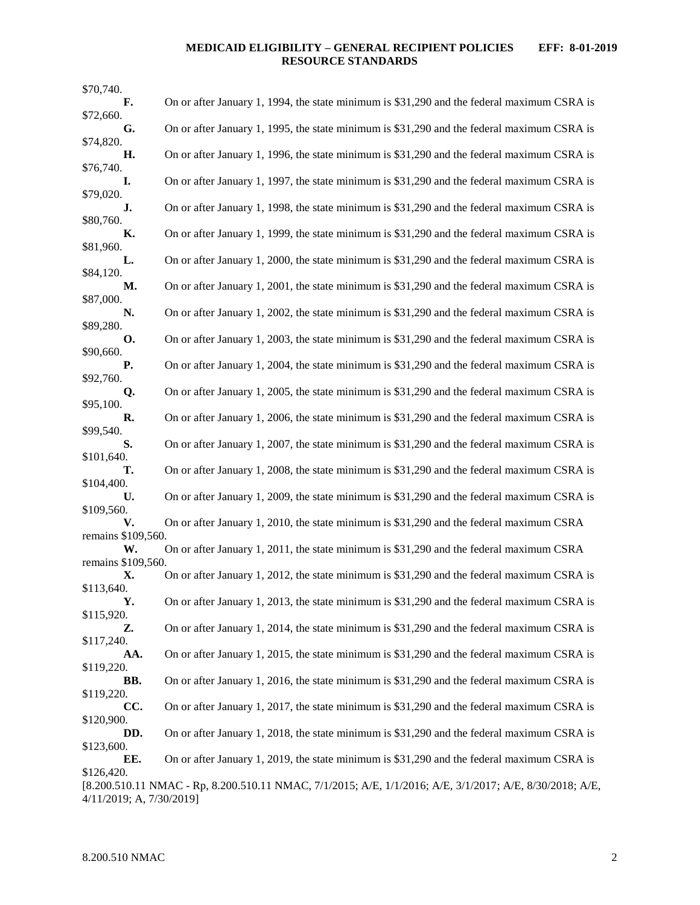$70,740.

**F.** On or after January 1, 1994, the state minimum is $31,290 and the federal maximum CSRA is $72,660.

**G.** On or after January 1, 1995, the state minimum is $31,290 and the federal maximum CSRA is $74,820.

**H.** On or after January 1, 1996, the state minimum is $31,290 and the federal maximum CSRA is $76,740.

**I.** On or after January 1, 1997, the state minimum is $31,290 and the federal maximum CSRA is $79,020.

**J.** On or after January 1, 1998, the state minimum is $31,290 and the federal maximum CSRA is $80,760.

**K.** On or after January 1, 1999, the state minimum is $31,290 and the federal maximum CSRA is $81,960.

**L.** On or after January 1, 2000, the state minimum is $31,290 and the federal maximum CSRA is $84,120.

**M.** On or after January 1, 2001, the state minimum is $31,290 and the federal maximum CSRA is $87,000.

**N.** On or after January 1, 2002, the state minimum is $31,290 and the federal maximum CSRA is $89,280.

**O.** On or after January 1, 2003, the state minimum is $31,290 and the federal maximum CSRA is $90,660.

**P.** On or after January 1, 2004, the state minimum is $31,290 and the federal maximum CSRA is $92,760.

**Q.** On or after January 1, 2005, the state minimum is $31,290 and the federal maximum CSRA is $95,100.

**R.** On or after January 1, 2006, the state minimum is $31,290 and the federal maximum CSRA is $99,540.

**S.** On or after January 1, 2007, the state minimum is $31,290 and the federal maximum CSRA is $101,640.

**T.** On or after January 1, 2008, the state minimum is $31,290 and the federal maximum CSRA is $104,400.

**U.** On or after January 1, 2009, the state minimum is $31,290 and the federal maximum CSRA is $109,560.

**V.** On or after January 1, 2010, the state minimum is $31,290 and the federal maximum CSRA remains $109,560.

**W.** On or after January 1, 2011, the state minimum is $31,290 and the federal maximum CSRA remains $109,560.

**X.** On or after January 1, 2012, the state minimum is $31,290 and the federal maximum CSRA is $113,640.

**Y.** On or after January 1, 2013, the state minimum is $31,290 and the federal maximum CSRA is $115,920.

**Z.** On or after January 1, 2014, the state minimum is $31,290 and the federal maximum CSRA is $117,240.

**AA.** On or after January 1, 2015, the state minimum is $31,290 and the federal maximum CSRA is $119,220.

**BB.** On or after January 1, 2016, the state minimum is $31,290 and the federal maximum CSRA is $119,220.

**CC.** On or after January 1, 2017, the state minimum is $31,290 and the federal maximum CSRA is $120,900.

**DD.** On or after January 1, 2018, the state minimum is $31,290 and the federal maximum CSRA is $123,600.

**EE.** On or after January 1, 2019, the state minimum is $31,290 and the federal maximum CSRA is $126,420.

[8.200.510.11 NMAC - Rp, 8.200.510.11 NMAC, 7/1/2015; A/E, 1/1/2016; A/E, 3/1/2017; A/E, 8/30/2018; A/E, 4/11/2019; A, 7/30/2019]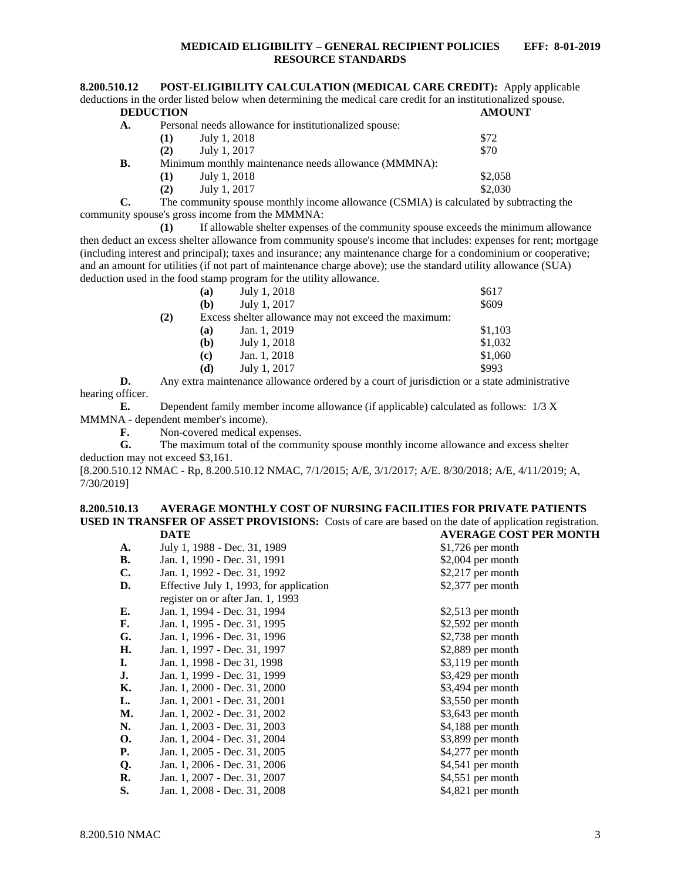**8.200.510.12 POST-ELIGIBILITY CALCULATION (MEDICAL CARE CREDIT):** Apply applicable deductions in the order listed below when determining the medical care credit for an institutionalized spouse.

| DEDUCTION | | AMOUNT |
|---|---|---|
| **A.** | Personal needs allowance for institutionalized spouse: | |
| | **(1)** July 1, 2018 | $72 |
| | **(2)** July 1, 2017 | $70 |
| **B.** | Minimum monthly maintenance needs allowance (MMMNA): | |
| | **(1)** July 1, 2018 | $2,058 |
| | **(2)** July 1, 2017 | $2,030 |

**C.** The community spouse monthly income allowance (CSMIA) is calculated by subtracting the community spouse's gross income from the MMMNA:

**(1)** If allowable shelter expenses of the community spouse exceeds the minimum allowance then deduct an excess shelter allowance from community spouse's income that includes: expenses for rent; mortgage (including interest and principal); taxes and insurance; any maintenance charge for a condominium or cooperative; and an amount for utilities (if not part of maintenance charge above); use the standard utility allowance (SUA) deduction used in the food stamp program for the utility allowance.

| | | |
|---|---|---|
| **(a)** | July 1, 2018 | $617 |
| **(b)** | July 1, 2017 | $609 |

**(2)** Excess shelter allowance may not exceed the maximum:

| | | |
|---|---|---|
| **(a)** | Jan. 1, 2019 | $1,103 |
| **(b)** | July 1, 2018 | $1,032 |
| **(c)** | Jan. 1, 2018 | $1,060 |
| **(d)** | July 1, 2017 | $993 |

**D.** Any extra maintenance allowance ordered by a court of jurisdiction or a state administrative hearing officer.

**E.** Dependent family member income allowance (if applicable) calculated as follows: 1/3 X MMMNA - dependent member's income).

**F.** Non-covered medical expenses.

**G.** The maximum total of the community spouse monthly income allowance and excess shelter deduction may not exceed $3,161.

[8.200.510.12 NMAC - Rp, 8.200.510.12 NMAC, 7/1/2015; A/E, 3/1/2017; A/E. 8/30/2018; A/E, 4/11/2019; A, 7/30/2019]

**8.200.510.13 AVERAGE MONTHLY COST OF NURSING FACILITIES FOR PRIVATE PATIENTS USED IN TRANSFER OF ASSET PROVISIONS:** Costs of care are based on the date of application registration.

| | DATE | AVERAGE COST PER MONTH |
|---|---|---|
| **A.** | July 1, 1988 - Dec. 31, 1989 | $1,726 per month |
| **B.** | Jan. 1, 1990 - Dec. 31, 1991 | $2,004 per month |
| **C.** | Jan. 1, 1992 - Dec. 31, 1992 | $2,217 per month |
| **D.** | Effective July 1, 1993, for application register on or after Jan. 1, 1993 | $2,377 per month |
| **E.** | Jan. 1, 1994 - Dec. 31, 1994 | $2,513 per month |
| **F.** | Jan. 1, 1995 - Dec. 31, 1995 | $2,592 per month |
| **G.** | Jan. 1, 1996 - Dec. 31, 1996 | $2,738 per month |
| **H.** | Jan. 1, 1997 - Dec. 31, 1997 | $2,889 per month |
| **I.** | Jan. 1, 1998 - Dec 31, 1998 | $3,119 per month |
| **J.** | Jan. 1, 1999 - Dec. 31, 1999 | $3,429 per month |
| **K.** | Jan. 1, 2000 - Dec. 31, 2000 | $3,494 per month |
| **L.** | Jan. 1, 2001 - Dec. 31, 2001 | $3,550 per month |
| **M.** | Jan. 1, 2002 - Dec. 31, 2002 | $3,643 per month |
| **N.** | Jan. 1, 2003 - Dec. 31, 2003 | $4,188 per month |
| **O.** | Jan. 1, 2004 - Dec. 31, 2004 | $3,899 per month |
| **P.** | Jan. 1, 2005 - Dec. 31, 2005 | $4,277 per month |
| **Q.** | Jan. 1, 2006 - Dec. 31, 2006 | $4,541 per month |
| **R.** | Jan. 1, 2007 - Dec. 31, 2007 | $4,551 per month |
| **S.** | Jan. 1, 2008 - Dec. 31, 2008 | $4,821 per month |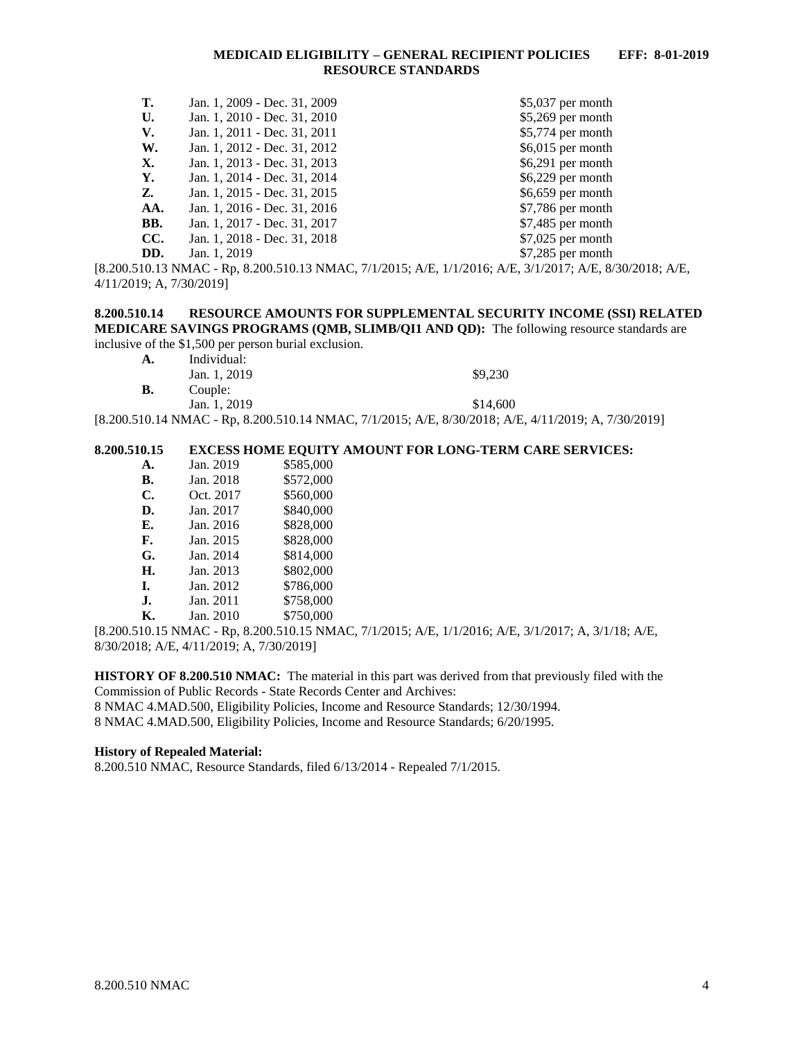| | | |
|---|---|---|
| **T.** | Jan. 1, 2009 - Dec. 31, 2009 | $5,037 per month |
| **U.** | Jan. 1, 2010 - Dec. 31, 2010 | $5,269 per month |
| **V.** | Jan. 1, 2011 - Dec. 31, 2011 | $5,774 per month |
| **W.** | Jan. 1, 2012 - Dec. 31, 2012 | $6,015 per month |
| **X.** | Jan. 1, 2013 - Dec. 31, 2013 | $6,291 per month |
| **Y.** | Jan. 1, 2014 - Dec. 31, 2014 | $6,229 per month |
| **Z.** | Jan. 1, 2015 - Dec. 31, 2015 | $6,659 per month |
| **AA.** | Jan. 1, 2016 - Dec. 31, 2016 | $7,786 per month |
| **BB.** | Jan. 1, 2017 - Dec. 31, 2017 | $7,485 per month |
| **CC.** | Jan. 1, 2018 - Dec. 31, 2018 | $7,025 per month |
| **DD.** | Jan. 1, 2019 | $7,285 per month |

[8.200.510.13 NMAC - Rp, 8.200.510.13 NMAC, 7/1/2015; A/E, 1/1/2016; A/E, 3/1/2017; A/E, 8/30/2018; A/E, 4/11/2019; A, 7/30/2019]

**8.200.510.14 RESOURCE AMOUNTS FOR SUPPLEMENTAL SECURITY INCOME (SSI) RELATED MEDICARE SAVINGS PROGRAMS (QMB, SLIMB/QI1 AND QD):** The following resource standards are inclusive of the $1,500 per person burial exclusion.

**A.** Individual:
Jan. 1, 2019 $9,230

**B.** Couple:
Jan. 1, 2019 $14,600

[8.200.510.14 NMAC - Rp, 8.200.510.14 NMAC, 7/1/2015; A/E, 8/30/2018; A/E, 4/11/2019; A, 7/30/2019]

**8.200.510.15 EXCESS HOME EQUITY AMOUNT FOR LONG-TERM CARE SERVICES:**

| | | |
|---|---|---|
| **A.** | Jan. 2019 | $585,000 |
| **B.** | Jan. 2018 | $572,000 |
| **C.** | Oct. 2017 | $560,000 |
| **D.** | Jan. 2017 | $840,000 |
| **E.** | Jan. 2016 | $828,000 |
| **F.** | Jan. 2015 | $828,000 |
| **G.** | Jan. 2014 | $814,000 |
| **H.** | Jan. 2013 | $802,000 |
| **I.** | Jan. 2012 | $786,000 |
| **J.** | Jan. 2011 | $758,000 |
| **K.** | Jan. 2010 | $750,000 |

[8.200.510.15 NMAC - Rp, 8.200.510.15 NMAC, 7/1/2015; A/E, 1/1/2016; A/E, 3/1/2017; A, 3/1/18; A/E, 8/30/2018; A/E, 4/11/2019; A, 7/30/2019]

**HISTORY OF 8.200.510 NMAC:** The material in this part was derived from that previously filed with the Commission of Public Records - State Records Center and Archives:
8 NMAC 4.MAD.500, Eligibility Policies, Income and Resource Standards; 12/30/1994.
8 NMAC 4.MAD.500, Eligibility Policies, Income and Resource Standards; 6/20/1995.

**History of Repealed Material:**
8.200.510 NMAC, Resource Standards, filed 6/13/2014 - Repealed 7/1/2015.